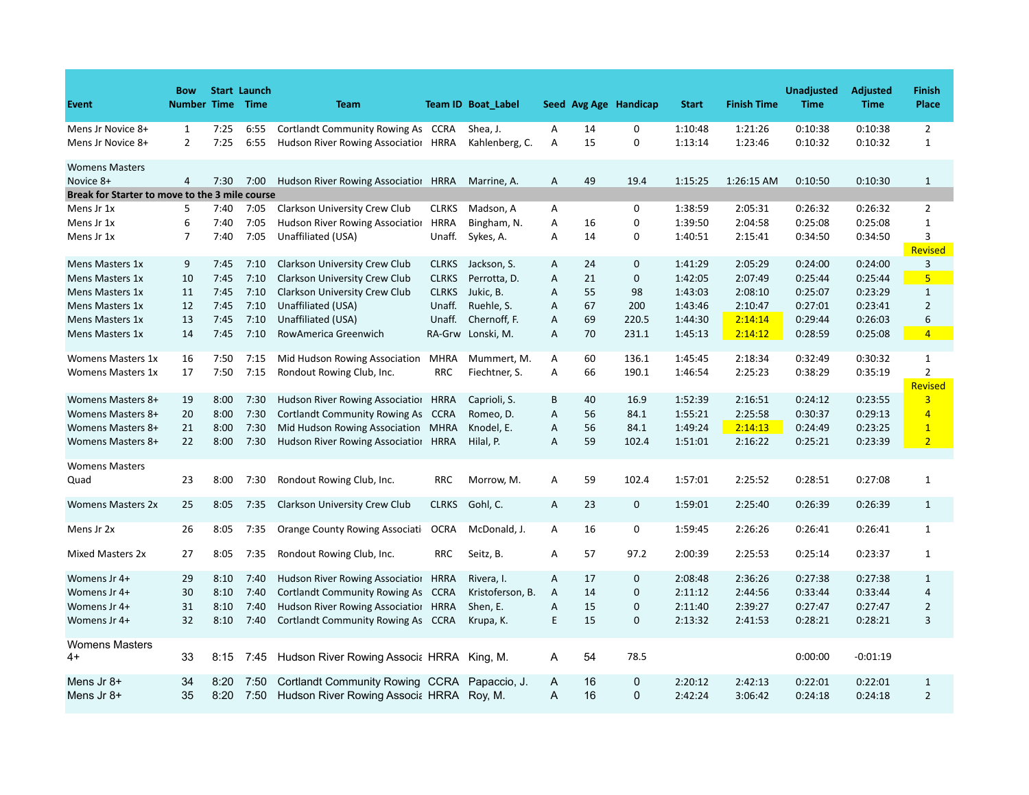| Event | Bow Number | Start Time | Launch Time | Team | Team ID | Boat_Label | Seed | Avg Age | Handicap | Start | Finish Time | Unadjusted Time | Adjusted Time | Finish Place |
|---|---|---|---|---|---|---|---|---|---|---|---|---|---|---|
| Mens Jr Novice 8+ | 1 | 7:25 | 6:55 | Cortlandt Community Rowing As | CCRA | Shea, J. | A | 14 | 0 | 1:10:48 | 1:21:26 | 0:10:38 | 0:10:38 | 2 |
| Mens Jr Novice 8+ | 2 | 7:25 | 6:55 | Hudson River Rowing Associatior | HRRA | Kahlenberg, C. | A | 15 | 0 | 1:13:14 | 1:23:46 | 0:10:32 | 0:10:32 | 1 |
| Womens Masters Novice 8+ | 4 | 7:30 | 7:00 | Hudson River Rowing Associatior | HRRA | Marrine, A. | A | 49 | 19.4 | 1:15:25 | 1:26:15 AM | 0:10:50 | 0:10:30 | 1 |
| **Break for Starter to move to the 3 mile course** | | | | | | | | | | | | | | |
| Mens Jr 1x | 5 | 7:40 | 7:05 | Clarkson University Crew Club | CLRKS | Madson, A | A | | 0 | 1:38:59 | 2:05:31 | 0:26:32 | 0:26:32 | 2 |
| Mens Jr 1x | 6 | 7:40 | 7:05 | Hudson River Rowing Associatior | HRRA | Bingham, N. | A | 16 | 0 | 1:39:50 | 2:04:58 | 0:25:08 | 0:25:08 | 1 |
| Mens Jr 1x | 7 | 7:40 | 7:05 | Unaffiliated (USA) | Unaff. | Sykes, A. | A | 14 | 0 | 1:40:51 | 2:15:41 | 0:34:50 | 0:34:50 | 3 |
| | | | | | | | | | | | | | | Revised |
| Mens Masters 1x | 9 | 7:45 | 7:10 | Clarkson University Crew Club | CLRKS | Jackson, S. | A | 24 | 0 | 1:41:29 | 2:05:29 | 0:24:00 | 0:24:00 | 3 |
| Mens Masters 1x | 10 | 7:45 | 7:10 | Clarkson University Crew Club | CLRKS | Perrotta, D. | A | 21 | 0 | 1:42:05 | 2:07:49 | 0:25:44 | 0:25:44 | 5 |
| Mens Masters 1x | 11 | 7:45 | 7:10 | Clarkson University Crew Club | CLRKS | Jukic, B. | A | 55 | 98 | 1:43:03 | 2:08:10 | 0:25:07 | 0:23:29 | 1 |
| Mens Masters 1x | 12 | 7:45 | 7:10 | Unaffiliated (USA) | Unaff. | Ruehle, S. | A | 67 | 200 | 1:43:46 | 2:10:47 | 0:27:01 | 0:23:41 | 2 |
| Mens Masters 1x | 13 | 7:45 | 7:10 | Unaffiliated (USA) | Unaff. | Chernoff, F. | A | 69 | 220.5 | 1:44:30 | 2:14:14 | 0:29:44 | 0:26:03 | 6 |
| Mens Masters 1x | 14 | 7:45 | 7:10 | RowAmerica Greenwich | RA-Grw | Lonski, M. | A | 70 | 231.1 | 1:45:13 | 2:14:12 | 0:28:59 | 0:25:08 | 4 |
| Womens Masters 1x | 16 | 7:50 | 7:15 | Mid Hudson Rowing Association | MHRA | Mummert, M. | A | 60 | 136.1 | 1:45:45 | 2:18:34 | 0:32:49 | 0:30:32 | 1 |
| Womens Masters 1x | 17 | 7:50 | 7:15 | Rondout Rowing Club, Inc. | RRC | Fiechtner, S. | A | 66 | 190.1 | 1:46:54 | 2:25:23 | 0:38:29 | 0:35:19 | 2 |
| | | | | | | | | | | | | | | Revised |
| Womens Masters 8+ | 19 | 8:00 | 7:30 | Hudson River Rowing Associatior | HRRA | Caprioli, S. | B | 40 | 16.9 | 1:52:39 | 2:16:51 | 0:24:12 | 0:23:55 | 3 |
| Womens Masters 8+ | 20 | 8:00 | 7:30 | Cortlandt Community Rowing As | CCRA | Romeo, D. | A | 56 | 84.1 | 1:55:21 | 2:25:58 | 0:30:37 | 0:29:13 | 4 |
| Womens Masters 8+ | 21 | 8:00 | 7:30 | Mid Hudson Rowing Association | MHRA | Knodel, E. | A | 56 | 84.1 | 1:49:24 | 2:14:13 | 0:24:49 | 0:23:25 | 1 |
| Womens Masters 8+ | 22 | 8:00 | 7:30 | Hudson River Rowing Associatior | HRRA | Hilal, P. | A | 59 | 102.4 | 1:51:01 | 2:16:22 | 0:25:21 | 0:23:39 | 2 |
| Womens Masters Quad | 23 | 8:00 | 7:30 | Rondout Rowing Club, Inc. | RRC | Morrow, M. | A | 59 | 102.4 | 1:57:01 | 2:25:52 | 0:28:51 | 0:27:08 | 1 |
| Womens Masters 2x | 25 | 8:05 | 7:35 | Clarkson University Crew Club | CLRKS | Gohl, C. | A | 23 | 0 | 1:59:01 | 2:25:40 | 0:26:39 | 0:26:39 | 1 |
| Mens Jr 2x | 26 | 8:05 | 7:35 | Orange County Rowing Associati | OCRA | McDonald, J. | A | 16 | 0 | 1:59:45 | 2:26:26 | 0:26:41 | 0:26:41 | 1 |
| Mixed Masters 2x | 27 | 8:05 | 7:35 | Rondout Rowing Club, Inc. | RRC | Seitz, B. | A | 57 | 97.2 | 2:00:39 | 2:25:53 | 0:25:14 | 0:23:37 | 1 |
| Womens Jr 4+ | 29 | 8:10 | 7:40 | Hudson River Rowing Associatior | HRRA | Rivera, I. | A | 17 | 0 | 2:08:48 | 2:36:26 | 0:27:38 | 0:27:38 | 1 |
| Womens Jr 4+ | 30 | 8:10 | 7:40 | Cortlandt Community Rowing As | CCRA | Kristoferson, B. | A | 14 | 0 | 2:11:12 | 2:44:56 | 0:33:44 | 0:33:44 | 4 |
| Womens Jr 4+ | 31 | 8:10 | 7:40 | Hudson River Rowing Associatior | HRRA | Shen, E. | A | 15 | 0 | 2:11:40 | 2:39:27 | 0:27:47 | 0:27:47 | 2 |
| Womens Jr 4+ | 32 | 8:10 | 7:40 | Cortlandt Community Rowing As | CCRA | Krupa, K. | E | 15 | 0 | 2:13:32 | 2:41:53 | 0:28:21 | 0:28:21 | 3 |
| Womens Masters 4+ | 33 | 8:15 | 7:45 | Hudson River Rowing Associa | HRRA | King, M. | A | 54 | 78.5 | | | 0:00:00 | -0:01:19 | |
| Mens Jr 8+ | 34 | 8:20 | 7:50 | Cortlandt Community Rowing | CCRA | Papaccio, J. | A | 16 | 0 | 2:20:12 | 2:42:13 | 0:22:01 | 0:22:01 | 1 |
| Mens Jr 8+ | 35 | 8:20 | 7:50 | Hudson River Rowing Associa | HRRA | Roy, M. | A | 16 | 0 | 2:42:24 | 3:06:42 | 0:24:18 | 0:24:18 | 2 |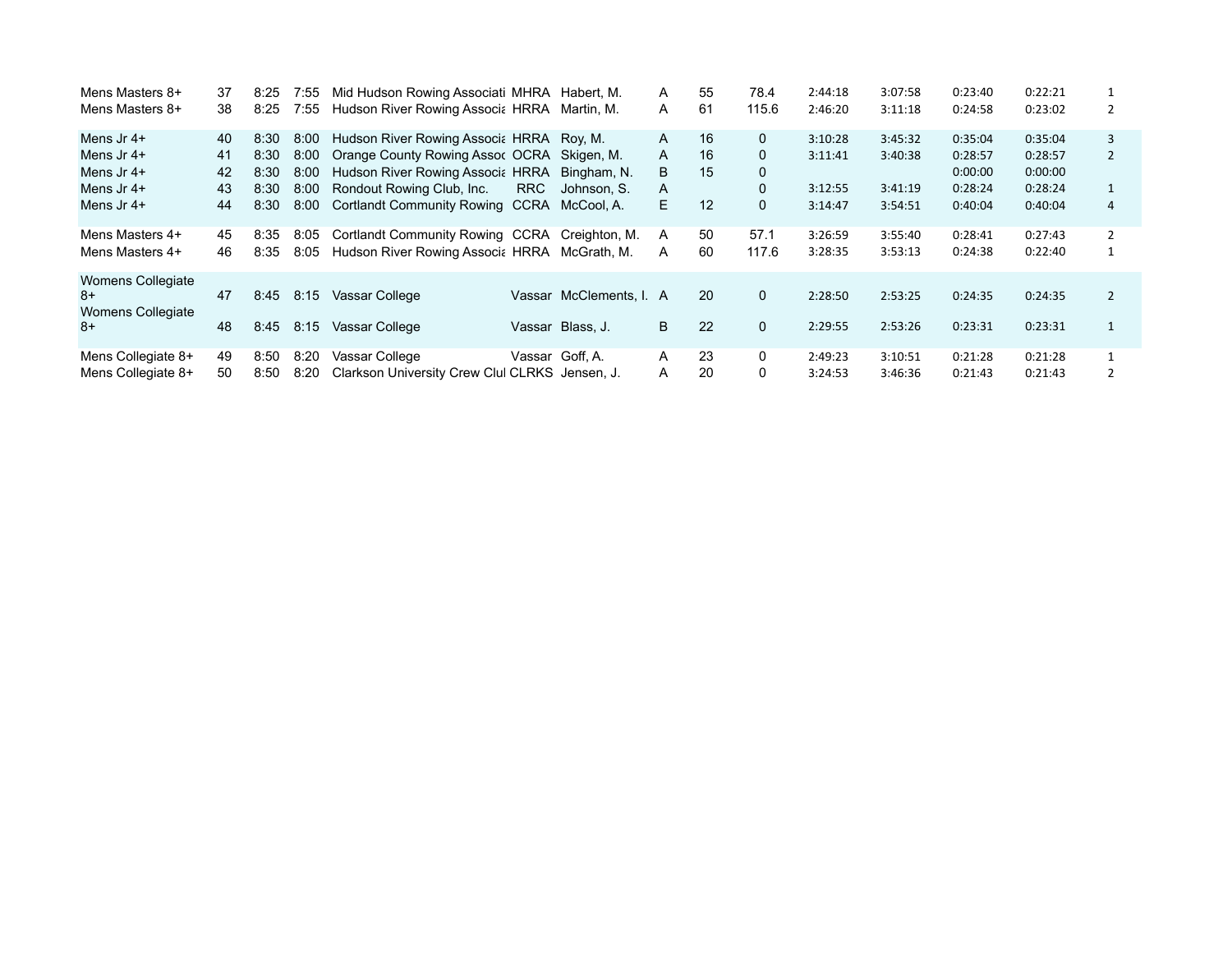| | | | | | | | | | | | | | | |
|---|---|---|---|---|---|---|---|---|---|---|---|---|---|---|
| Mens Masters 8+ | 37 | 8:25 | 7:55 | Mid Hudson Rowing Associati | MHRA | Habert, M. | A | 55 | 78.4 | 2:44:18 | 3:07:58 | 0:23:40 | 0:22:21 | 1 |
| Mens Masters 8+ | 38 | 8:25 | 7:55 | Hudson River Rowing Associa | HRRA | Martin, M. | A | 61 | 115.6 | 2:46:20 | 3:11:18 | 0:24:58 | 0:23:02 | 2 |
| Mens Jr 4+ | 40 | 8:30 | 8:00 | Hudson River Rowing Associa | HRRA | Roy, M. | A | 16 | 0 | 3:10:28 | 3:45:32 | 0:35:04 | 0:35:04 | 3 |
| Mens Jr 4+ | 41 | 8:30 | 8:00 | Orange County Rowing Assoc | OCRA | Skigen, M. | A | 16 | 0 | 3:11:41 | 3:40:38 | 0:28:57 | 0:28:57 | 2 |
| Mens Jr 4+ | 42 | 8:30 | 8:00 | Hudson River Rowing Associa | HRRA | Bingham, N. | B | 15 | 0 | | | 0:00:00 | 0:00:00 | |
| Mens Jr 4+ | 43 | 8:30 | 8:00 | Rondout Rowing Club, Inc. | RRC | Johnson, S. | A | | 0 | 3:12:55 | 3:41:19 | 0:28:24 | 0:28:24 | 1 |
| Mens Jr 4+ | 44 | 8:30 | 8:00 | Cortlandt Community Rowing | CCRA | McCool, A. | E | 12 | 0 | 3:14:47 | 3:54:51 | 0:40:04 | 0:40:04 | 4 |
| Mens Masters 4+ | 45 | 8:35 | 8:05 | Cortlandt Community Rowing | CCRA | Creighton, M. | A | 50 | 57.1 | 3:26:59 | 3:55:40 | 0:28:41 | 0:27:43 | 2 |
| Mens Masters 4+ | 46 | 8:35 | 8:05 | Hudson River Rowing Associa | HRRA | McGrath, M. | A | 60 | 117.6 | 3:28:35 | 3:53:13 | 0:24:38 | 0:22:40 | 1 |
| Womens Collegiate 8+ | 47 | 8:45 | 8:15 | Vassar College | Vassar | McClements, I. | A | 20 | 0 | 2:28:50 | 2:53:25 | 0:24:35 | 0:24:35 | 2 |
| Womens Collegiate 8+ | 48 | 8:45 | 8:15 | Vassar College | Vassar | Blass, J. | B | 22 | 0 | 2:29:55 | 2:53:26 | 0:23:31 | 0:23:31 | 1 |
| Mens Collegiate 8+ | 49 | 8:50 | 8:20 | Vassar College | Vassar | Goff, A. | A | 23 | 0 | 2:49:23 | 3:10:51 | 0:21:28 | 0:21:28 | 1 |
| Mens Collegiate 8+ | 50 | 8:50 | 8:20 | Clarkson University Crew Clul | CLRKS | Jensen, J. | A | 20 | 0 | 3:24:53 | 3:46:36 | 0:21:43 | 0:21:43 | 2 |